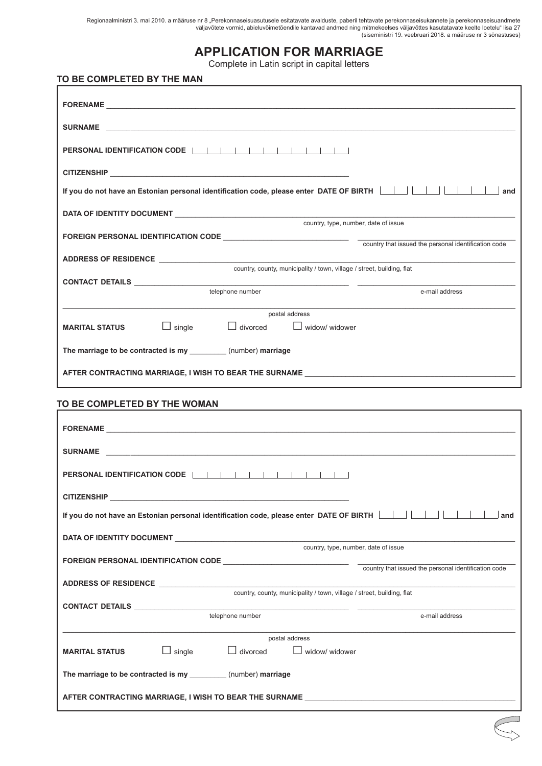Regionaalministri 3. mai 2010. a määruse nr 8 „Perekonnaseisuasutusele esitatavate avalduste, paberil tehtavate perekonnaseisukannete ja perekonnaseisuandmete väljavõtete vormid, abieluvõimetõendile kantavad andmed ning mitmekeelses väljavõttes kasutatavate keelte loetelu" lisa 27
(siseministri 19. veebruari 2018. a määruse nr 3 sõnastuses)

# APPLICATION FOR MARRIAGE

Complete in Latin script in capital letters

## TO BE COMPLETED BY THE MAN

**FORENAME** ______________________________

**SURNAME** ______________________________

**PERSONAL IDENTIFICATION CODE** | | | | | | | | | | | |

**CITIZENSHIP** ______________________________

**If you do not have an Estonian personal identification code, please enter DATE OF BIRTH** | | | | | | | | | **and**

**DATA OF IDENTITY DOCUMENT** ______________________________
country, type, number, date of issue

**FOREIGN PERSONAL IDENTIFICATION CODE** ______________________________ ______________________________
country that issued the personal identification code

**ADDRESS OF RESIDENCE** ______________________________
country, county, municipality / town, village / street, building, flat

**CONTACT DETAILS** ______________________________ ______________________________
telephone number e-mail address

______________________________
postal address

**MARITAL STATUS** ☐ single ☐ divorced ☐ widow/ widower

**The marriage to be contracted is my** _________ (number) **marriage**

**AFTER CONTRACTING MARRIAGE, I WISH TO BEAR THE SURNAME** ______________________________

## TO BE COMPLETED BY THE WOMAN

**FORENAME** ______________________________

**SURNAME** ______________________________

**PERSONAL IDENTIFICATION CODE** | | | | | | | | | | | |

**CITIZENSHIP** ______________________________

**If you do not have an Estonian personal identification code, please enter DATE OF BIRTH** | | | | | | | | | **and**

**DATA OF IDENTITY DOCUMENT** ______________________________
country, type, number, date of issue

**FOREIGN PERSONAL IDENTIFICATION CODE** ______________________________ ______________________________
country that issued the personal identification code

**ADDRESS OF RESIDENCE** ______________________________
country, county, municipality / town, village / street, building, flat

**CONTACT DETAILS** ______________________________ ______________________________
telephone number e-mail address

______________________________
postal address

**MARITAL STATUS** ☐ single ☐ divorced ☐ widow/ widower

**The marriage to be contracted is my** _________ (number) **marriage**

**AFTER CONTRACTING MARRIAGE, I WISH TO BEAR THE SURNAME** ______________________________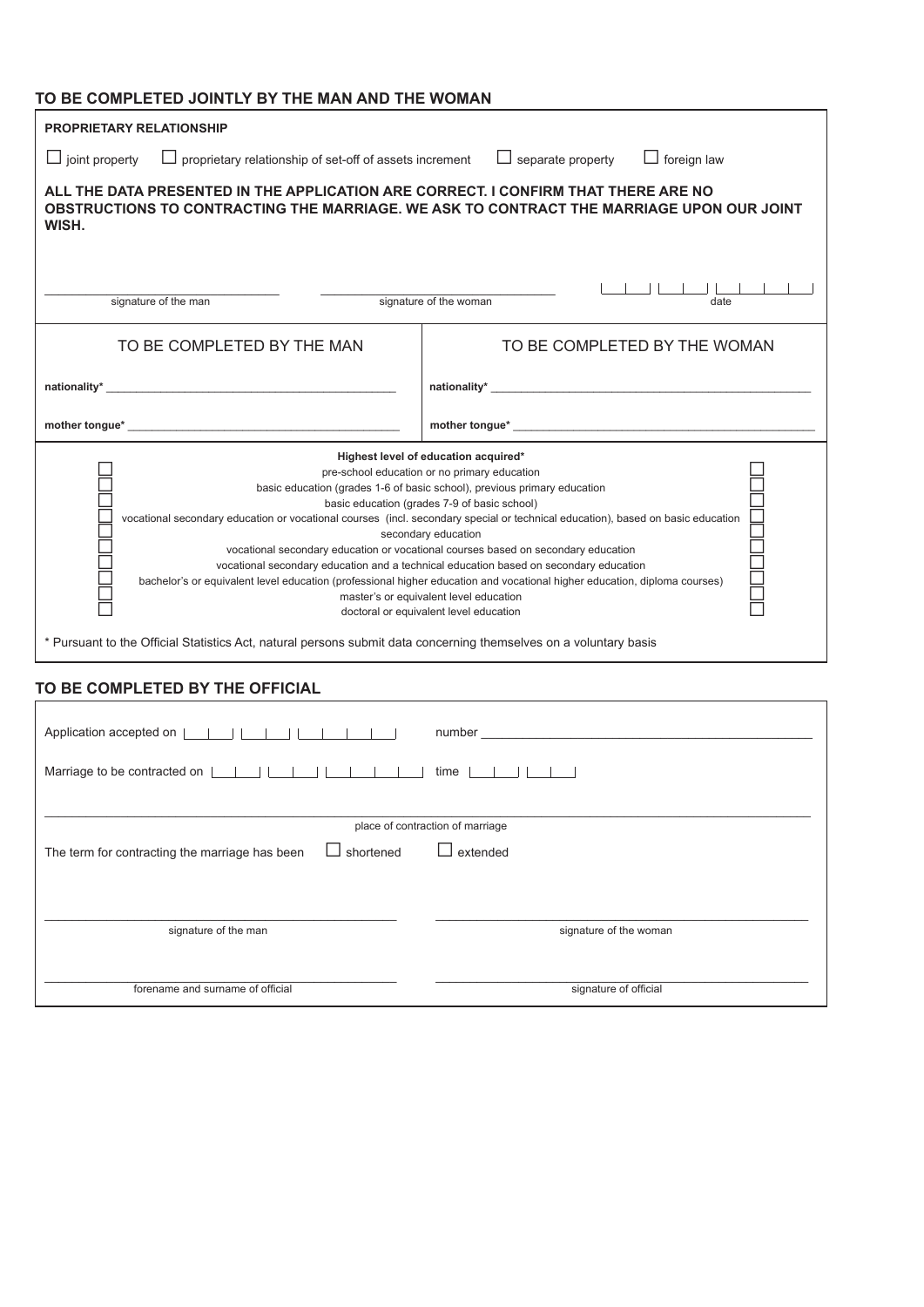## TO BE COMPLETED JOINTLY BY THE MAN AND THE WOMAN

**PROPRIETARY RELATIONSHIP**

☐ joint property ☐ proprietary relationship of set-off of assets increment ☐ separate property ☐ foreign law

**ALL THE DATA PRESENTED IN THE APPLICATION ARE CORRECT. I CONFIRM THAT THERE ARE NO OBSTRUCTIONS TO CONTRACTING THE MARRIAGE. WE ASK TO CONTRACT THE MARRIAGE UPON OUR JOINT WISH.**

| | | |
|---|---|---|
| signature of the man | signature of the woman | date |

| TO BE COMPLETED BY THE MAN | TO BE COMPLETED BY THE WOMAN |
|---|---|
| **nationality*** | **nationality*** |
| **mother tongue*** | **mother tongue*** |

| | **Highest level of education acquired*** | |
|---|---|---|
| ☐ | pre-school education or no primary education | ☐ |
| ☐ | basic education (grades 1-6 of basic school), previous primary education | ☐ |
| ☐ | basic education (grades 7-9 of basic school) | ☐ |
| ☐ | vocational secondary education or vocational courses (incl. secondary special or technical education), based on basic education | ☐ |
| ☐ | secondary education | ☐ |
| ☐ | vocational secondary education or vocational courses based on secondary education | ☐ |
| ☐ | vocational secondary education and a technical education based on secondary education | ☐ |
| ☐ | bachelor's or equivalent level education (professional higher education and vocational higher education, diploma courses) | ☐ |
| ☐ | master's or equivalent level education | ☐ |
| ☐ | doctoral or equivalent level education | ☐ |

* Pursuant to the Official Statistics Act, natural persons submit data concerning themselves on a voluntary basis

## TO BE COMPLETED BY THE OFFICIAL

Application accepted on ☐☐ ☐☐ ☐☐☐☐ number ____________________

Marriage to be contracted on ☐☐ ☐☐ ☐☐☐☐ time ☐☐ ☐☐

place of contraction of marriage

The term for contracting the marriage has been ☐ shortened ☐ extended

| | |
|---|---|
| signature of the man | signature of the woman |
| forename and surname of official | signature of official |